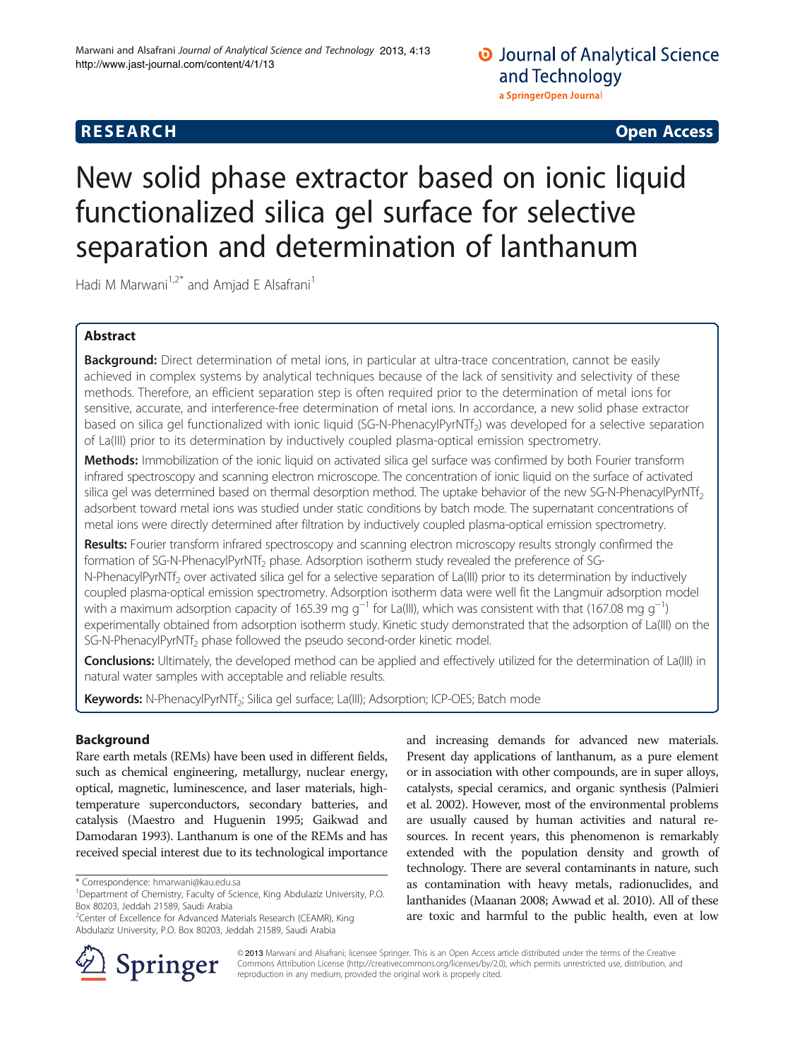RESEARCH Open Access

# New solid phase extractor based on ionic liquid functionalized silica gel surface for selective separation and determination of lanthanum

Hadi M Marwani[1,2*] and Amjad E Alsafrani[1]

## Abstract

**Background:** Direct determination of metal ions, in particular at ultra-trace concentration, cannot be easily achieved in complex systems by analytical techniques because of the lack of sensitivity and selectivity of these methods. Therefore, an efficient separation step is often required prior to the determination of metal ions for sensitive, accurate, and interference-free determination of metal ions. In accordance, a new solid phase extractor based on silica gel functionalized with ionic liquid (SG-N-PhenacylPyrNTf$_2$) was developed for a selective separation of La(III) prior to its determination by inductively coupled plasma-optical emission spectrometry.

**Methods:** Immobilization of the ionic liquid on activated silica gel surface was confirmed by both Fourier transform infrared spectroscopy and scanning electron microscope. The concentration of ionic liquid on the surface of activated silica gel was determined based on thermal desorption method. The uptake behavior of the new SG-N-PhenacylPyrNTf$_2$ adsorbent toward metal ions was studied under static conditions by batch mode. The supernatant concentrations of metal ions were directly determined after filtration by inductively coupled plasma-optical emission spectrometry.

**Results:** Fourier transform infrared spectroscopy and scanning electron microscopy results strongly confirmed the formation of SG-N-PhenacylPyrNTf$_2$ phase. Adsorption isotherm study revealed the preference of SG-N-PhenacylPyrNTf$_2$ over activated silica gel for a selective separation of La(III) prior to its determination by inductively coupled plasma-optical emission spectrometry. Adsorption isotherm data were well fit the Langmuir adsorption model with a maximum adsorption capacity of 165.39 mg g$^{-1}$ for La(III), which was consistent with that (167.08 mg g$^{-1}$) experimentally obtained from adsorption isotherm study. Kinetic study demonstrated that the adsorption of La(III) on the SG-N-PhenacylPyrNTf$_2$ phase followed the pseudo second-order kinetic model.

**Conclusions:** Ultimately, the developed method can be applied and effectively utilized for the determination of La(III) in natural water samples with acceptable and reliable results.

**Keywords:** N-PhenacylPyrNTf$_2$; Silica gel surface; La(III); Adsorption; ICP-OES; Batch mode

## Background

Rare earth metals (REMs) have been used in different fields, such as chemical engineering, metallurgy, nuclear energy, optical, magnetic, luminescence, and laser materials, high-temperature superconductors, secondary batteries, and catalysis (Maestro and Huguenin 1995; Gaikwad and Damodaran 1993). Lanthanum is one of the REMs and has received special interest due to its technological importance and increasing demands for advanced new materials. Present day applications of lanthanum, as a pure element or in association with other compounds, are in super alloys, catalysts, special ceramics, and organic synthesis (Palmieri et al. 2002). However, most of the environmental problems are usually caused by human activities and natural resources. In recent years, this phenomenon is remarkably extended with the population density and growth of technology. There are several contaminants in nature, such as contamination with heavy metals, radionuclides, and lanthanides (Maanan 2008; Awwad et al. 2010). All of these are toxic and harmful to the public health, even at low

* Correspondence: hmarwani@kau.edu.sa
[1]Department of Chemistry, Faculty of Science, King Abdulaziz University, P.O. Box 80203, Jeddah 21589, Saudi Arabia
[2]Center of Excellence for Advanced Materials Research (CEAMR), King Abdulaziz University, P.O. Box 80203, Jeddah 21589, Saudi Arabia

© 2013 Marwani and Alsafrani; licensee Springer. This is an Open Access article distributed under the terms of the Creative Commons Attribution License (http://creativecommons.org/licenses/by/2.0), which permits unrestricted use, distribution, and reproduction in any medium, provided the original work is properly cited.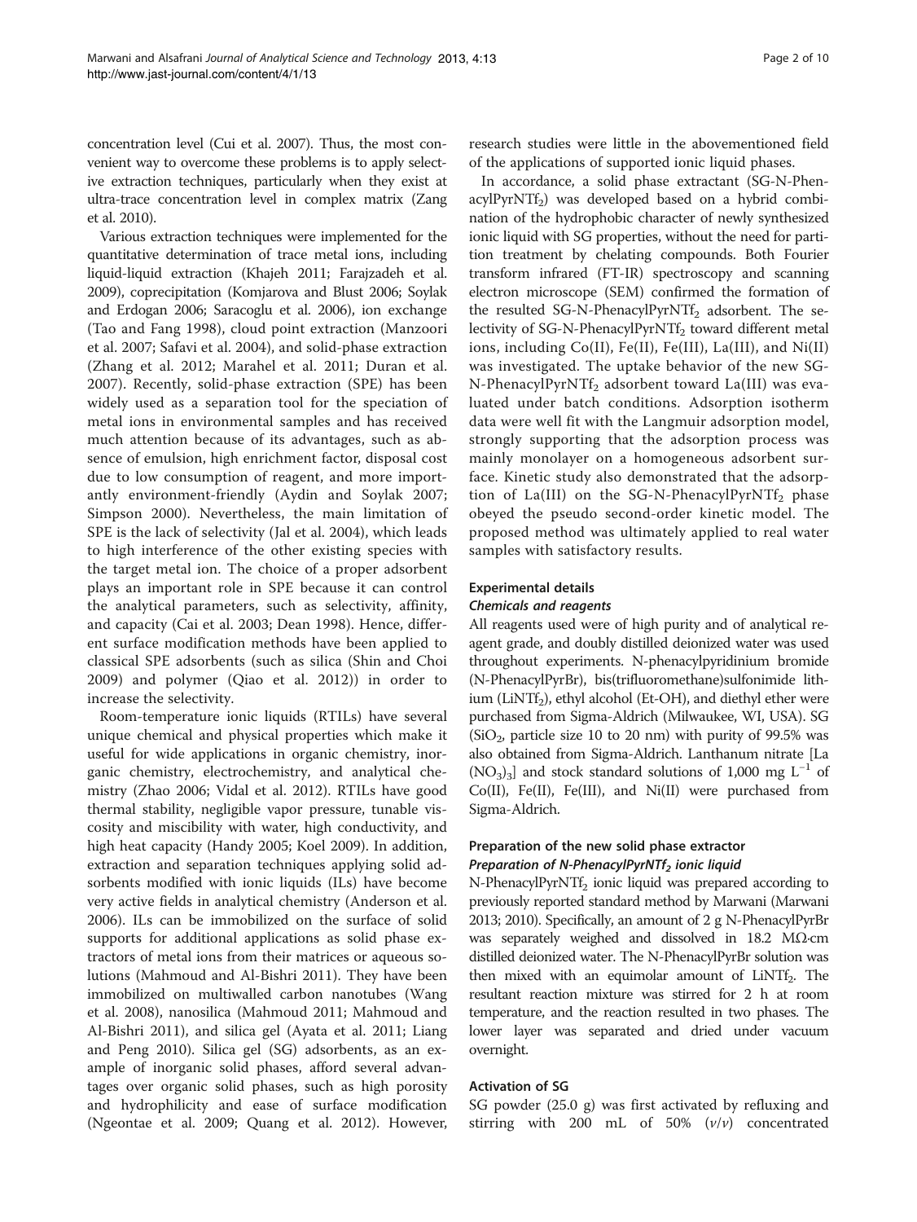concentration level (Cui et al. 2007). Thus, the most convenient way to overcome these problems is to apply selective extraction techniques, particularly when they exist at ultra-trace concentration level in complex matrix (Zang et al. 2010).

Various extraction techniques were implemented for the quantitative determination of trace metal ions, including liquid-liquid extraction (Khajeh 2011; Farajzadeh et al. 2009), coprecipitation (Komjarova and Blust 2006; Soylak and Erdogan 2006; Saracoglu et al. 2006), ion exchange (Tao and Fang 1998), cloud point extraction (Manzoori et al. 2007; Safavi et al. 2004), and solid-phase extraction (Zhang et al. 2012; Marahel et al. 2011; Duran et al. 2007). Recently, solid-phase extraction (SPE) has been widely used as a separation tool for the speciation of metal ions in environmental samples and has received much attention because of its advantages, such as absence of emulsion, high enrichment factor, disposal cost due to low consumption of reagent, and more importantly environment-friendly (Aydin and Soylak 2007; Simpson 2000). Nevertheless, the main limitation of SPE is the lack of selectivity (Jal et al. 2004), which leads to high interference of the other existing species with the target metal ion. The choice of a proper adsorbent plays an important role in SPE because it can control the analytical parameters, such as selectivity, affinity, and capacity (Cai et al. 2003; Dean 1998). Hence, different surface modification methods have been applied to classical SPE adsorbents (such as silica (Shin and Choi 2009) and polymer (Qiao et al. 2012)) in order to increase the selectivity.

Room-temperature ionic liquids (RTILs) have several unique chemical and physical properties which make it useful for wide applications in organic chemistry, inorganic chemistry, electrochemistry, and analytical chemistry (Zhao 2006; Vidal et al. 2012). RTILs have good thermal stability, negligible vapor pressure, tunable viscosity and miscibility with water, high conductivity, and high heat capacity (Handy 2005; Koel 2009). In addition, extraction and separation techniques applying solid adsorbents modified with ionic liquids (ILs) have become very active fields in analytical chemistry (Anderson et al. 2006). ILs can be immobilized on the surface of solid supports for additional applications as solid phase extractors of metal ions from their matrices or aqueous solutions (Mahmoud and Al-Bishri 2011). They have been immobilized on multiwalled carbon nanotubes (Wang et al. 2008), nanosilica (Mahmoud 2011; Mahmoud and Al-Bishri 2011), and silica gel (Ayata et al. 2011; Liang and Peng 2010). Silica gel (SG) adsorbents, as an example of inorganic solid phases, afford several advantages over organic solid phases, such as high porosity and hydrophilicity and ease of surface modification (Ngeontae et al. 2009; Quang et al. 2012). However, research studies were little in the abovementioned field of the applications of supported ionic liquid phases.

In accordance, a solid phase extractant (SG-N-PhenacylPyrNTf$_2$) was developed based on a hybrid combination of the hydrophobic character of newly synthesized ionic liquid with SG properties, without the need for partition treatment by chelating compounds. Both Fourier transform infrared (FT-IR) spectroscopy and scanning electron microscope (SEM) confirmed the formation of the resulted SG-N-PhenacylPyrNTf$_2$ adsorbent. The selectivity of SG-N-PhenacylPyrNTf$_2$ toward different metal ions, including Co(II), Fe(II), Fe(III), La(III), and Ni(II) was investigated. The uptake behavior of the new SG-N-PhenacylPyrNTf$_2$ adsorbent toward La(III) was evaluated under batch conditions. Adsorption isotherm data were well fit with the Langmuir adsorption model, strongly supporting that the adsorption process was mainly monolayer on a homogeneous adsorbent surface. Kinetic study also demonstrated that the adsorption of La(III) on the SG-N-PhenacylPyrNTf$_2$ phase obeyed the pseudo second-order kinetic model. The proposed method was ultimately applied to real water samples with satisfactory results.

## Experimental details

### Chemicals and reagents

All reagents used were of high purity and of analytical reagent grade, and doubly distilled deionized water was used throughout experiments. N-phenacylpyridinium bromide (N-PhenacylPyrBr), bis(trifluoromethane)sulfonimide lithium (LiNTf$_2$), ethyl alcohol (Et-OH), and diethyl ether were purchased from Sigma-Aldrich (Milwaukee, WI, USA). SG ($SiO_2$, particle size 10 to 20 nm) with purity of 99.5% was also obtained from Sigma-Aldrich. Lanthanum nitrate [La $(NO_3)_3$] and stock standard solutions of 1,000 mg $L^{-1}$ of Co(II), Fe(II), Fe(III), and Ni(II) were purchased from Sigma-Aldrich.

### Preparation of the new solid phase extractor

#### Preparation of N-PhenacylPyrNTf$_2$ ionic liquid

N-PhenacylPyrNTf$_2$ ionic liquid was prepared according to previously reported standard method by Marwani (Marwani 2013; 2010). Specifically, an amount of 2 g N-PhenacylPyrBr was separately weighed and dissolved in 18.2 MΩ·cm distilled deionized water. The N-PhenacylPyrBr solution was then mixed with an equimolar amount of LiNTf$_2$. The resultant reaction mixture was stirred for 2 h at room temperature, and the reaction resulted in two phases. The lower layer was separated and dried under vacuum overnight.

### Activation of SG

SG powder (25.0 g) was first activated by refluxing and stirring with 200 mL of 50% (*v*/*v*) concentrated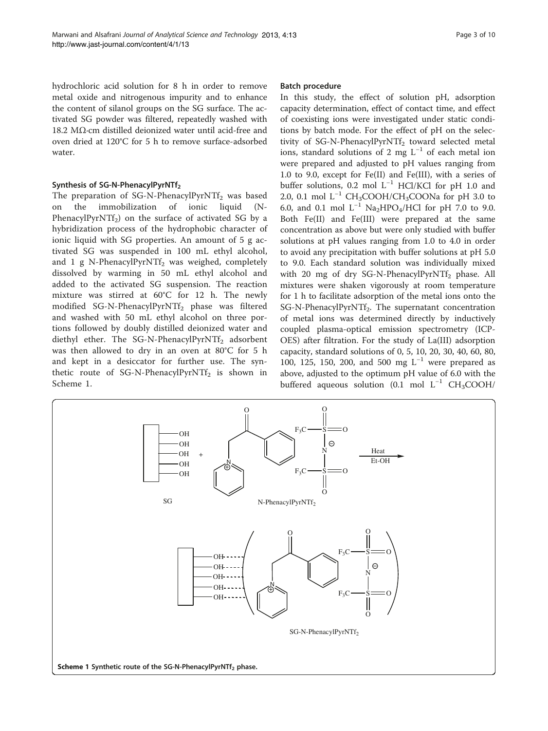hydrochloric acid solution for 8 h in order to remove metal oxide and nitrogenous impurity and to enhance the content of silanol groups on the SG surface. The activated SG powder was filtered, repeatedly washed with 18.2 MΩ·cm distilled deionized water until acid-free and oven dried at 120°C for 5 h to remove surface-adsorbed water.

### Synthesis of SG-N-PhenacylPyrNTf$_2$

The preparation of SG-N-PhenacylPyrNTf$_2$ was based on the immobilization of ionic liquid (N-PhenacylPyrNTf$_2$) on the surface of activated SG by a hybridization process of the hydrophobic character of ionic liquid with SG properties. An amount of 5 g activated SG was suspended in 100 mL ethyl alcohol, and 1 g N-PhenacylPyrNTf$_2$ was weighed, completely dissolved by warming in 50 mL ethyl alcohol and added to the activated SG suspension. The reaction mixture was stirred at 60°C for 12 h. The newly modified SG-N-PhenacylPyrNTf$_2$ phase was filtered and washed with 50 mL ethyl alcohol on three portions followed by doubly distilled deionized water and diethyl ether. The SG-N-PhenacylPyrNTf$_2$ adsorbent was then allowed to dry in an oven at 80°C for 5 h and kept in a desiccator for further use. The synthetic route of SG-N-PhenacylPyrNTf$_2$ is shown in Scheme 1.

### Batch procedure

In this study, the effect of solution pH, adsorption capacity determination, effect of contact time, and effect of coexisting ions were investigated under static conditions by batch mode. For the effect of pH on the selectivity of SG-N-PhenacylPyrNTf$_2$ toward selected metal ions, standard solutions of 2 mg L$^{-1}$ of each metal ion were prepared and adjusted to pH values ranging from 1.0 to 9.0, except for Fe(II) and Fe(III), with a series of buffer solutions, 0.2 mol L$^{-1}$ HCl/KCl for pH 1.0 and 2.0, 0.1 mol L$^{-1}$ $CH_3COOH/CH_3COONa$ for pH 3.0 to 6.0, and 0.1 mol L$^{-1}$ $Na_2HPO_4$/HCl for pH 7.0 to 9.0. Both Fe(II) and Fe(III) were prepared at the same concentration as above but were only studied with buffer solutions at pH values ranging from 1.0 to 4.0 in order to avoid any precipitation with buffer solutions at pH 5.0 to 9.0. Each standard solution was individually mixed with 20 mg of dry SG-N-PhenacylPyrNTf$_2$ phase. All mixtures were shaken vigorously at room temperature for 1 h to facilitate adsorption of the metal ions onto the SG-N-PhenacylPyrNTf$_2$. The supernatant concentration of metal ions was determined directly by inductively coupled plasma-optical emission spectrometry (ICP-OES) after filtration. For the study of La(III) adsorption capacity, standard solutions of 0, 5, 10, 20, 30, 40, 60, 80, 100, 125, 150, 200, and 500 mg L$^{-1}$ were prepared as above, adjusted to the optimum pH value of 6.0 with the buffered aqueous solution (0.1 mol L$^{-1}$ $CH_3COOH$/

**Scheme 1 Synthetic route of the SG-N-PhenacylPyrNTf$_2$ phase.**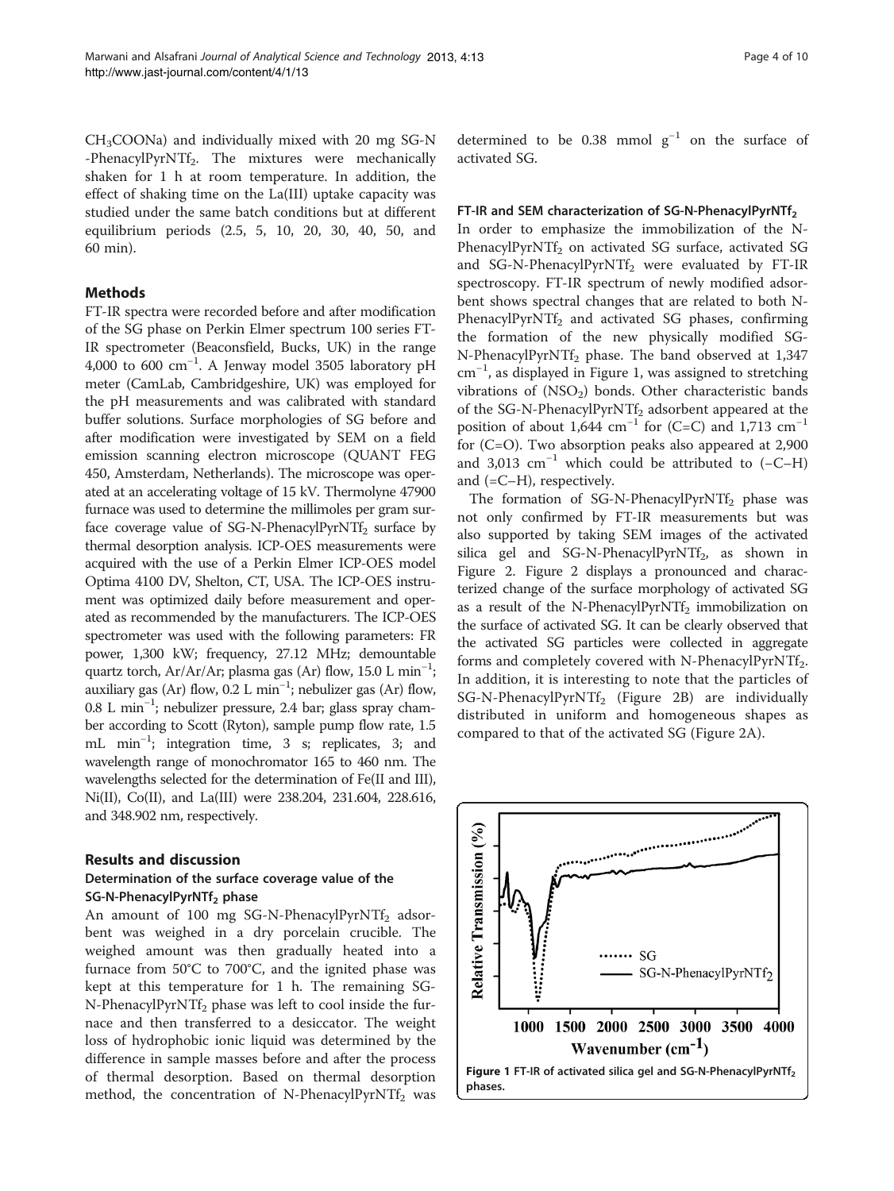$CH_3COONa$) and individually mixed with 20 mg SG-N-PhenacylPyrNTf$_2$. The mixtures were mechanically shaken for 1 h at room temperature. In addition, the effect of shaking time on the La(III) uptake capacity was studied under the same batch conditions but at different equilibrium periods (2.5, 5, 10, 20, 30, 40, 50, and 60 min).

## Methods

FT-IR spectra were recorded before and after modification of the SG phase on Perkin Elmer spectrum 100 series FT-IR spectrometer (Beaconsfield, Bucks, UK) in the range 4,000 to 600 $cm^{-1}$. A Jenway model 3505 laboratory pH meter (CamLab, Cambridgeshire, UK) was employed for the pH measurements and was calibrated with standard buffer solutions. Surface morphologies of SG before and after modification were investigated by SEM on a field emission scanning electron microscope (QUANT FEG 450, Amsterdam, Netherlands). The microscope was operated at an accelerating voltage of 15 kV. Thermolyne 47900 furnace was used to determine the millimoles per gram surface coverage value of SG-N-PhenacylPyrNTf$_2$ surface by thermal desorption analysis. ICP-OES measurements were acquired with the use of a Perkin Elmer ICP-OES model Optima 4100 DV, Shelton, CT, USA. The ICP-OES instrument was optimized daily before measurement and operated as recommended by the manufacturers. The ICP-OES spectrometer was used with the following parameters: FR power, 1,300 kW; frequency, 27.12 MHz; demountable quartz torch, Ar/Ar/Ar; plasma gas (Ar) flow, 15.0 L $min^{-1}$; auxiliary gas (Ar) flow, 0.2 L $min^{-1}$; nebulizer gas (Ar) flow, 0.8 L $min^{-1}$; nebulizer pressure, 2.4 bar; glass spray chamber according to Scott (Ryton), sample pump flow rate, 1.5 mL $min^{-1}$; integration time, 3 s; replicates, 3; and wavelength range of monochromator 165 to 460 nm. The wavelengths selected for the determination of Fe(II and III), Ni(II), Co(II), and La(III) were 238.204, 231.604, 228.616, and 348.902 nm, respectively.

## Results and discussion

### Determination of the surface coverage value of the SG-N-PhenacylPyrNTf$_2$ phase

An amount of 100 mg SG-N-PhenacylPyrNTf$_2$ adsorbent was weighed in a dry porcelain crucible. The weighed amount was then gradually heated into a furnace from 50°C to 700°C, and the ignited phase was kept at this temperature for 1 h. The remaining SG-N-PhenacylPyrNTf$_2$ phase was left to cool inside the furnace and then transferred to a desiccator. The weight loss of hydrophobic ionic liquid was determined by the difference in sample masses before and after the process of thermal desorption. Based on thermal desorption method, the concentration of N-PhenacylPyrNTf$_2$ was determined to be 0.38 mmol $g^{-1}$ on the surface of activated SG.

### FT-IR and SEM characterization of SG-N-PhenacylPyrNTf$_2$

In order to emphasize the immobilization of the N-PhenacylPyrNTf$_2$ on activated SG surface, activated SG and SG-N-PhenacylPyrNTf$_2$ were evaluated by FT-IR spectroscopy. FT-IR spectrum of newly modified adsorbent shows spectral changes that are related to both N-PhenacylPyrNTf$_2$ and activated SG phases, confirming the formation of the new physically modified SG-N-PhenacylPyrNTf$_2$ phase. The band observed at 1,347 $cm^{-1}$, as displayed in Figure 1, was assigned to stretching vibrations of ($NSO_2$) bonds. Other characteristic bands of the SG-N-PhenacylPyrNTf$_2$ adsorbent appeared at the position of about 1,644 $cm^{-1}$ for (C=C) and 1,713 $cm^{-1}$ for (C=O). Two absorption peaks also appeared at 2,900 and 3,013 $cm^{-1}$ which could be attributed to (–C–H) and (=C–H), respectively.

The formation of SG-N-PhenacylPyrNTf$_2$ phase was not only confirmed by FT-IR measurements but was also supported by taking SEM images of the activated silica gel and SG-N-PhenacylPyrNTf$_2$, as shown in Figure 2. Figure 2 displays a pronounced and characterized change of the surface morphology of activated SG as a result of the N-PhenacylPyrNTf$_2$ immobilization on the surface of activated SG. It can be clearly observed that the activated SG particles were collected in aggregate forms and completely covered with N-PhenacylPyrNTf$_2$. In addition, it is interesting to note that the particles of SG-N-PhenacylPyrNTf$_2$ (Figure 2B) are individually distributed in uniform and homogeneous shapes as compared to that of the activated SG (Figure 2A).

**Figure 1 FT-IR of activated silica gel and SG-N-PhenacylPyrNTf$_2$ phases.**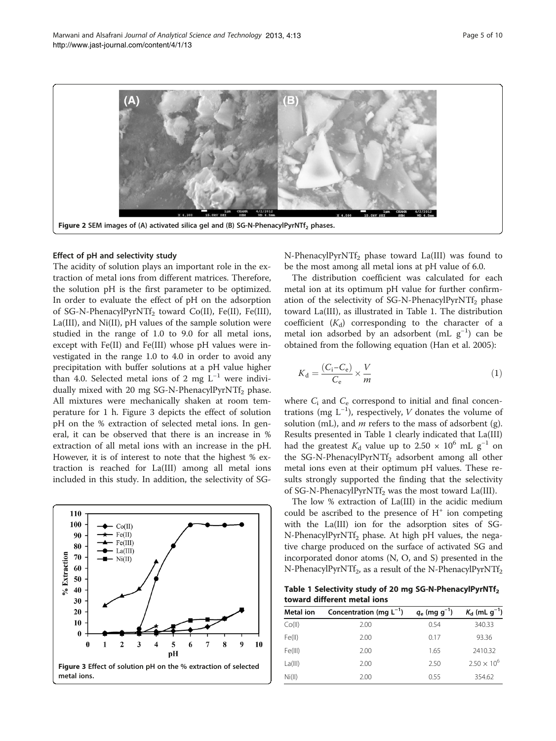Figure 2 SEM images of (A) activated silica gel and (B) SG-N-PhenacylPyrNTf$_2$ phases.

### Effect of pH and selectivity study

The acidity of solution plays an important role in the extraction of metal ions from different matrices. Therefore, the solution pH is the first parameter to be optimized. In order to evaluate the effect of pH on the adsorption of SG-N-PhenacylPyrNTf$_2$ toward Co(II), Fe(II), Fe(III), La(III), and Ni(II), pH values of the sample solution were studied in the range of 1.0 to 9.0 for all metal ions, except with Fe(II) and Fe(III) whose pH values were investigated in the range 1.0 to 4.0 in order to avoid any precipitation with buffer solutions at a pH value higher than 4.0. Selected metal ions of 2 mg L$^{-1}$ were individually mixed with 20 mg SG-N-PhenacylPyrNTf$_2$ phase. All mixtures were mechanically shaken at room temperature for 1 h. Figure 3 depicts the effect of solution pH on the % extraction of selected metal ions. In general, it can be observed that there is an increase in % extraction of all metal ions with an increase in the pH. However, it is of interest to note that the highest % extraction is reached for La(III) among all metal ions included in this study. In addition, the selectivity of SG-N-PhenacylPyrNTf$_2$ phase toward La(III) was found to be the most among all metal ions at pH value of 6.0.

Figure 3 Effect of solution pH on the % extraction of selected metal ions.

The distribution coefficient was calculated for each metal ion at its optimum pH value for further confirmation of the selectivity of SG-N-PhenacylPyrNTf$_2$ phase toward La(III), as illustrated in Table 1. The distribution coefficient ($K_d$) corresponding to the character of a metal ion adsorbed by an adsorbent (mL g$^{-1}$) can be obtained from the following equation (Han et al. 2005):

$$K_d = \frac{(C_i - C_e)}{C_e} \times \frac{V}{m} \tag{1}$$

where $C_i$ and $C_e$ correspond to initial and final concentrations (mg L$^{-1}$), respectively, $V$ donates the volume of solution (mL), and $m$ refers to the mass of adsorbent (g). Results presented in Table 1 clearly indicated that La(III) had the greatest $K_d$ value up to $2.50 \times 10^6$ mL g$^{-1}$ on the SG-N-PhenacylPyrNTf$_2$ adsorbent among all other metal ions even at their optimum pH values. These results strongly supported the finding that the selectivity of SG-N-PhenacylPyrNTf$_2$ was the most toward La(III).

The low % extraction of La(III) in the acidic medium could be ascribed to the presence of H$^+$ ion competing with the La(III) ion for the adsorption sites of SG-N-PhenacylPyrNTf$_2$ phase. At high pH values, the negative charge produced on the surface of activated SG and incorporated donor atoms (N, O, and S) presented in the N-PhenacylPyrNTf$_2$, as a result of the N-PhenacylPyrNTf$_2$

**Table 1 Selectivity study of 20 mg SG-N-PhenacylPyrNTf$_2$ toward different metal ions**

| Metal ion | Concentration (mg L$^{-1}$) | $q_e$ (mg g$^{-1}$) | $K_d$ (mL g$^{-1}$) |
|---|---|---|---|
| Co(II) | 2.00 | 0.54 | 340.33 |
| Fe(II) | 2.00 | 0.17 | 93.36 |
| Fe(III) | 2.00 | 1.65 | 2410.32 |
| La(III) | 2.00 | 2.50 | $2.50 \times 10^6$ |
| Ni(II) | 2.00 | 0.55 | 354.62 |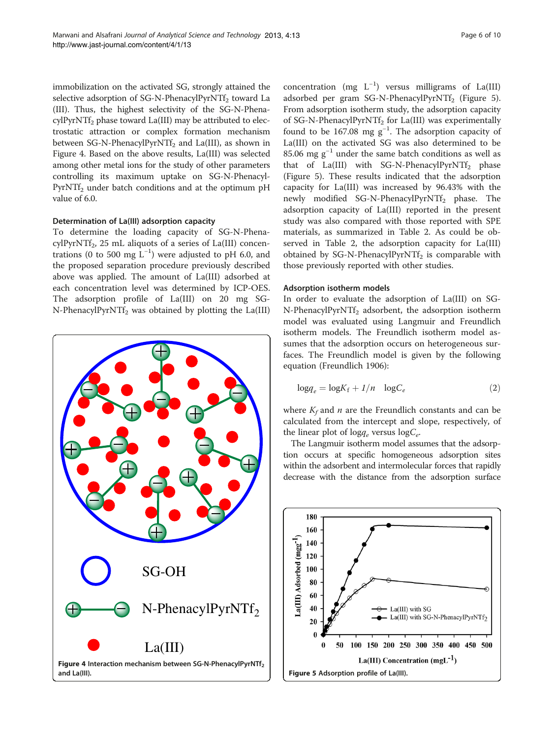immobilization on the activated SG, strongly attained the selective adsorption of SG-N-PhenacylPyrNTf$_2$ toward La (III). Thus, the highest selectivity of the SG-N-PhenacylPyrNTf$_2$ phase toward La(III) may be attributed to electrostatic attraction or complex formation mechanism between SG-N-PhenacylPyrNTf$_2$ and La(III), as shown in Figure 4. Based on the above results, La(III) was selected among other metal ions for the study of other parameters controlling its maximum uptake on SG-N-PhenacylPyrNTf$_2$ under batch conditions and at the optimum pH value of 6.0.

### Determination of La(III) adsorption capacity

To determine the loading capacity of SG-N-PhenacylPyrNTf$_2$, 25 mL aliquots of a series of La(III) concentrations (0 to 500 mg L$^{-1}$) were adjusted to pH 6.0, and the proposed separation procedure previously described above was applied. The amount of La(III) adsorbed at each concentration level was determined by ICP-OES. The adsorption profile of La(III) on 20 mg SG-N-PhenacylPyrNTf$_2$ was obtained by plotting the La(III) concentration (mg L$^{-1}$) versus milligrams of La(III) adsorbed per gram SG-N-PhenacylPyrNTf$_2$ (Figure 5). From adsorption isotherm study, the adsorption capacity of SG-N-PhenacylPyrNTf$_2$ for La(III) was experimentally found to be 167.08 mg g$^{-1}$. The adsorption capacity of La(III) on the activated SG was also determined to be 85.06 mg g$^{-1}$ under the same batch conditions as well as that of La(III) with SG-N-PhenacylPyrNTf$_2$ phase (Figure 5). These results indicated that the adsorption capacity for La(III) was increased by 96.43% with the newly modified SG-N-PhenacylPyrNTf$_2$ phase. The adsorption capacity of La(III) reported in the present study was also compared with those reported with SPE materials, as summarized in Table 2. As could be observed in Table 2, the adsorption capacity for La(III) obtained by SG-N-PhenacylPyrNTf$_2$ is comparable with those previously reported with other studies.

Figure 4 Interaction mechanism between SG-N-PhenacylPyrNTf$_2$ and La(III).

### Adsorption isotherm models

In order to evaluate the adsorption of La(III) on SG-N-PhenacylPyrNTf$_2$ adsorbent, the adsorption isotherm model was evaluated using Langmuir and Freundlich isotherm models. The Freundlich isotherm model assumes that the adsorption occurs on heterogeneous surfaces. The Freundlich model is given by the following equation (Freundlich 1906):

$$\log q_e = \log K_f + 1/n \quad \log C_e \tag{2}$$

where $K_f$ and $n$ are the Freundlich constants and can be calculated from the intercept and slope, respectively, of the linear plot of $\log q_e$ versus $\log C_e$.

The Langmuir isotherm model assumes that the adsorption occurs at specific homogeneous adsorption sites within the adsorbent and intermolecular forces that rapidly decrease with the distance from the adsorption surface

Figure 5 Adsorption profile of La(III).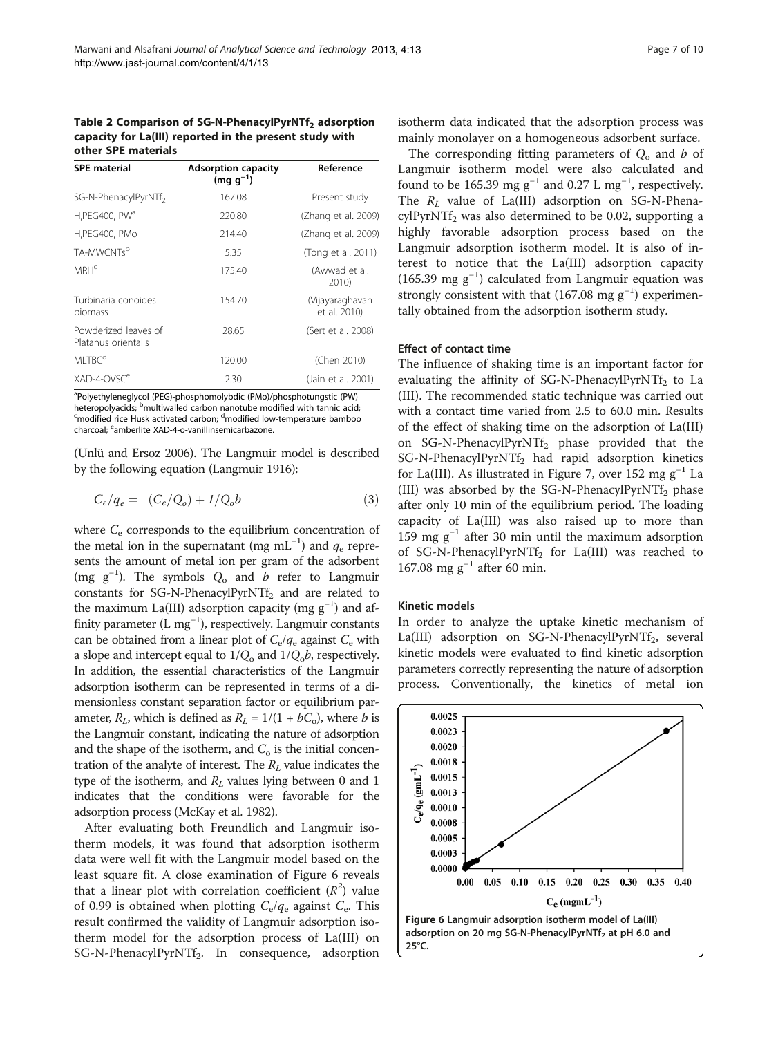**Table 2 Comparison of SG-N-PhenacylPyrNTf$_2$ adsorption capacity for La(III) reported in the present study with other SPE materials**

| SPE material | Adsorption capacity (mg g$^{-1}$) | Reference |
|---|---|---|
| SG-N-PhenacylPyrNTf$_2$ | 167.08 | Present study |
| H,PEG400, PW[a] | 220.80 | (Zhang et al. 2009) |
| H,PEG400, PMo | 214.40 | (Zhang et al. 2009) |
| TA-MWCNTs[b] | 5.35 | (Tong et al. 2011) |
| MRH[c] | 175.40 | (Awwad et al. 2010) |
| Turbinaria conoides biomass | 154.70 | (Vijayaraghavan et al. 2010) |
| Powderized leaves of Platanus orientalis | 28.65 | (Sert et al. 2008) |
| MLTBC[d] | 120.00 | (Chen 2010) |
| XAD-4-OVSC[e] | 2.30 | (Jain et al. 2001) |

[a]Polyethyleneglycol (PEG)-phosphomolybdic (PMo)/phosphotungstic (PW) heteropolyacids; [b]multiwalled carbon nanotube modified with tannic acid; [c]modified rice Husk activated carbon; [d]modified low-temperature bamboo charcoal; [e]amberlite XAD-4-o-vanillinsemicarbazone.

(Unlü and Ersoz 2006). The Langmuir model is described by the following equation (Langmuir 1916):

$$C_e/q_e = (C_e/Q_o) + 1/Q_o b \quad (3)$$

where $C_e$ corresponds to the equilibrium concentration of the metal ion in the supernatant (mg mL$^{-1}$) and $q_e$ represents the amount of metal ion per gram of the adsorbent (mg g$^{-1}$). The symbols $Q_o$ and $b$ refer to Langmuir constants for SG-N-PhenacylPyrNTf$_2$ and are related to the maximum La(III) adsorption capacity (mg g$^{-1}$) and affinity parameter (L mg$^{-1}$), respectively. Langmuir constants can be obtained from a linear plot of $C_e/q_e$ against $C_e$ with a slope and intercept equal to $1/Q_o$ and $1/Q_o b$, respectively. In addition, the essential characteristics of the Langmuir adsorption isotherm can be represented in terms of a dimensionless constant separation factor or equilibrium parameter, $R_L$, which is defined as $R_L = 1/(1 + bC_o)$, where $b$ is the Langmuir constant, indicating the nature of adsorption and the shape of the isotherm, and $C_o$ is the initial concentration of the analyte of interest. The $R_L$ value indicates the type of the isotherm, and $R_L$ values lying between 0 and 1 indicates that the conditions were favorable for the adsorption process (McKay et al. 1982).

After evaluating both Freundlich and Langmuir isotherm models, it was found that adsorption isotherm data were well fit with the Langmuir model based on the least square fit. A close examination of Figure 6 reveals that a linear plot with correlation coefficient ($R^2$) value of 0.99 is obtained when plotting $C_e/q_e$ against $C_e$. This result confirmed the validity of Langmuir adsorption isotherm model for the adsorption process of La(III) on SG-N-PhenacylPyrNTf$_2$. In consequence, adsorption isotherm data indicated that the adsorption process was mainly monolayer on a homogeneous adsorbent surface.

The corresponding fitting parameters of $Q_o$ and $b$ of Langmuir isotherm model were also calculated and found to be 165.39 mg g$^{-1}$ and 0.27 L mg$^{-1}$, respectively. The $R_L$ value of La(III) adsorption on SG-N-PhenacylPyrNTf$_2$ was also determined to be 0.02, supporting a highly favorable adsorption process based on the Langmuir adsorption isotherm model. It is also of interest to notice that the La(III) adsorption capacity (165.39 mg g$^{-1}$) calculated from Langmuir equation was strongly consistent with that (167.08 mg g$^{-1}$) experimentally obtained from the adsorption isotherm study.

### Effect of contact time

The influence of shaking time is an important factor for evaluating the affinity of SG-N-PhenacylPyrNTf$_2$ to La (III). The recommended static technique was carried out with a contact time varied from 2.5 to 60.0 min. Results of the effect of shaking time on the adsorption of La(III) on SG-N-PhenacylPyrNTf$_2$ phase provided that the SG-N-PhenacylPyrNTf$_2$ had rapid adsorption kinetics for La(III). As illustrated in Figure 7, over 152 mg g$^{-1}$ La (III) was absorbed by the SG-N-PhenacylPyrNTf$_2$ phase after only 10 min of the equilibrium period. The loading capacity of La(III) was also raised up to more than 159 mg g$^{-1}$ after 30 min until the maximum adsorption of SG-N-PhenacylPyrNTf$_2$ for La(III) was reached to 167.08 mg g$^{-1}$ after 60 min.

### Kinetic models

In order to analyze the uptake kinetic mechanism of La(III) adsorption on SG-N-PhenacylPyrNTf$_2$, several kinetic models were evaluated to find kinetic adsorption parameters correctly representing the nature of adsorption process. Conventionally, the kinetics of metal ion

**Figure 6 Langmuir adsorption isotherm model of La(III) adsorption on 20 mg SG-N-PhenacylPyrNTf$_2$ at pH 6.0 and 25°C.**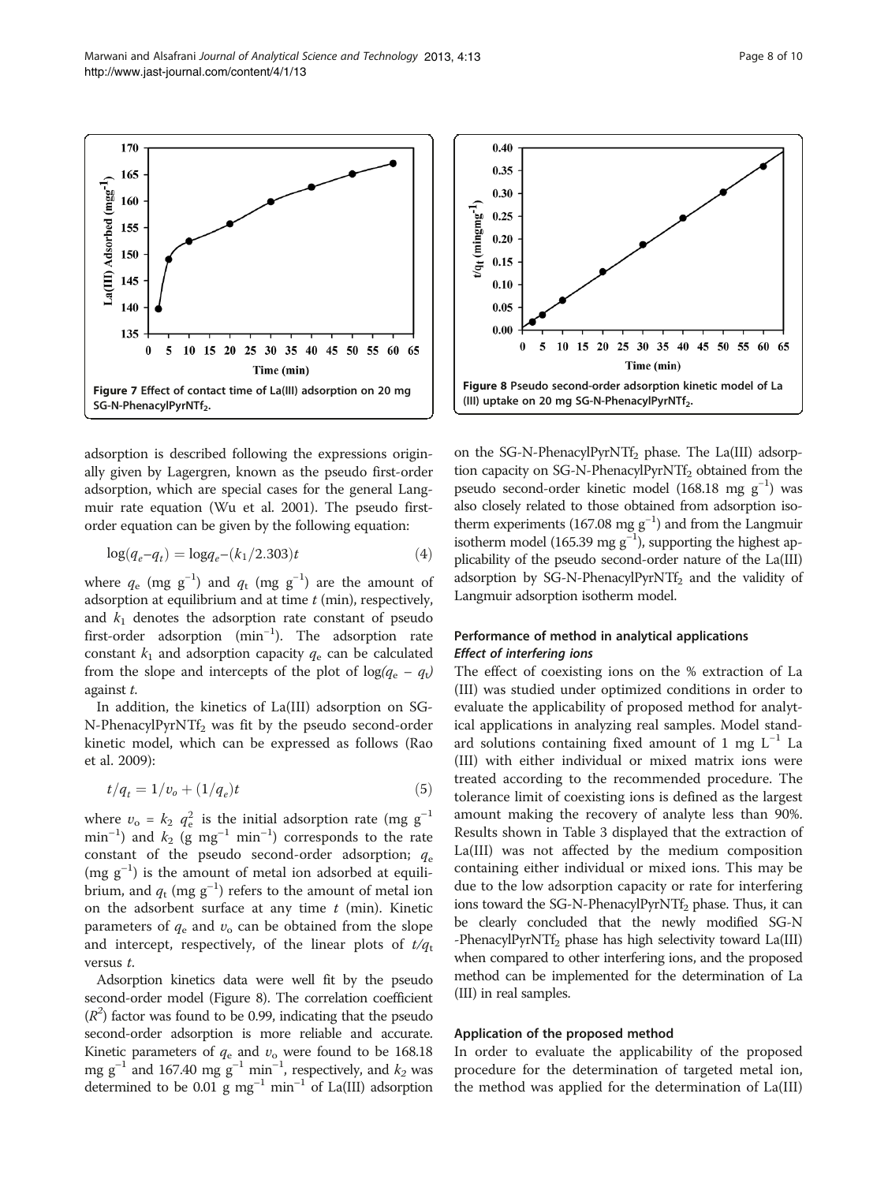Figure 7 Effect of contact time of La(III) adsorption on 20 mg SG-N-Phenacyl$PyrNTf_2$.

Figure 8 Pseudo second-order adsorption kinetic model of La (III) uptake on 20 mg SG-N-Phenacyl$PyrNTf_2$.

adsorption is described following the expressions originally given by Lagergren, known as the pseudo first-order adsorption, which are special cases for the general Langmuir rate equation (Wu et al. 2001). The pseudo first-order equation can be given by the following equation:

$$\log(q_e - q_t) = \log q_e - (k_1/2.303)t \quad (4)$$

where $q_e$ (mg $g^{-1}$) and $q_t$ (mg $g^{-1}$) are the amount of adsorption at equilibrium and at time $t$ (min), respectively, and $k_1$ denotes the adsorption rate constant of pseudo first-order adsorption ($min^{-1}$). The adsorption rate constant $k_1$ and adsorption capacity $q_e$ can be calculated from the slope and intercepts of the plot of $\log(q_e - q_t)$ against $t$.

In addition, the kinetics of La(III) adsorption on SG-N-Phenacyl$PyrNTf_2$ was fit by the pseudo second-order kinetic model, which can be expressed as follows (Rao et al. 2009):

$$t/q_t = 1/v_o + (1/q_e)t \quad (5)$$

where $v_o = k_2\ q_e^2$ is the initial adsorption rate (mg $g^{-1}$ $min^{-1}$) and $k_2$ (g $mg^{-1}$ $min^{-1}$) corresponds to the rate constant of the pseudo second-order adsorption; $q_e$ (mg $g^{-1}$) is the amount of metal ion adsorbed at equilibrium, and $q_t$ (mg $g^{-1}$) refers to the amount of metal ion on the adsorbent surface at any time $t$ (min). Kinetic parameters of $q_e$ and $v_o$ can be obtained from the slope and intercept, respectively, of the linear plots of $t/q_t$ versus $t$.

Adsorption kinetics data were well fit by the pseudo second-order model (Figure 8). The correlation coefficient ($R^2$) factor was found to be 0.99, indicating that the pseudo second-order adsorption is more reliable and accurate. Kinetic parameters of $q_e$ and $v_o$ were found to be 168.18 mg $g^{-1}$ and 167.40 mg $g^{-1}$ $min^{-1}$, respectively, and $k_2$ was determined to be 0.01 g $mg^{-1}$ $min^{-1}$ of La(III) adsorption on the SG-N-Phenacyl$PyrNTf_2$ phase. The La(III) adsorption capacity on SG-N-Phenacyl$PyrNTf_2$ obtained from the pseudo second-order kinetic model (168.18 mg $g^{-1}$) was also closely related to those obtained from adsorption isotherm experiments (167.08 mg $g^{-1}$) and from the Langmuir isotherm model (165.39 mg $g^{-1}$), supporting the highest applicability of the pseudo second-order nature of the La(III) adsorption by SG-N-Phenacyl$PyrNTf_2$ and the validity of Langmuir adsorption isotherm model.

## Performance of method in analytical applications

### *Effect of interfering ions*

The effect of coexisting ions on the % extraction of La (III) was studied under optimized conditions in order to evaluate the applicability of proposed method for analytical applications in analyzing real samples. Model standard solutions containing fixed amount of 1 mg $L^{-1}$ La (III) with either individual or mixed matrix ions were treated according to the recommended procedure. The tolerance limit of coexisting ions is defined as the largest amount making the recovery of analyte less than 90%. Results shown in Table 3 displayed that the extraction of La(III) was not affected by the medium composition containing either individual or mixed ions. This may be due to the low adsorption capacity or rate for interfering ions toward the SG-N-Phenacyl$PyrNTf_2$ phase. Thus, it can be clearly concluded that the newly modified SG-N -Phenacyl$PyrNTf_2$ phase has high selectivity toward La(III) when compared to other interfering ions, and the proposed method can be implemented for the determination of La (III) in real samples.

### Application of the proposed method

In order to evaluate the applicability of the proposed procedure for the determination of targeted metal ion, the method was applied for the determination of La(III)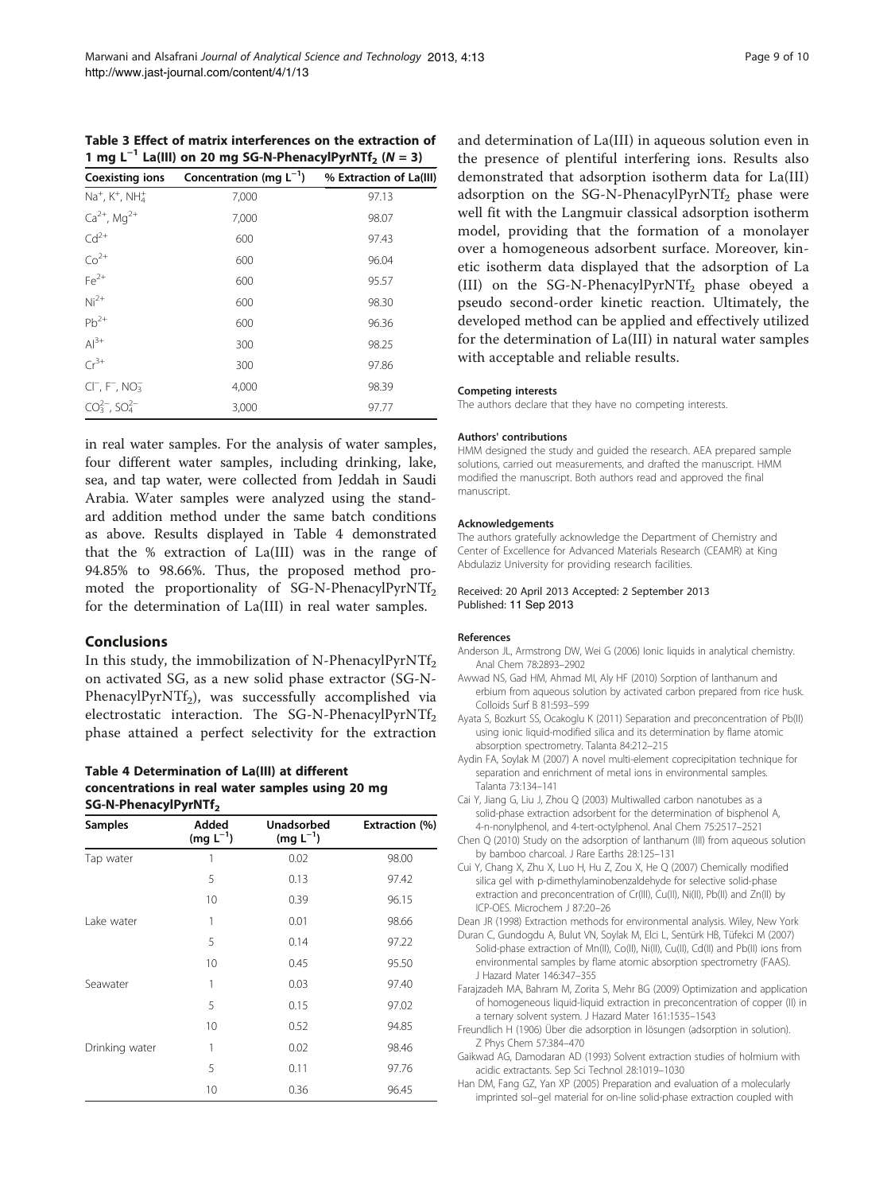**Table 3 Effect of matrix interferences on the extraction of 1 mg $L^{-1}$ La(III) on 20 mg SG-N-PhenacylPyrNTf$_2$ ($N$ = 3)**

| Coexisting ions | Concentration (mg $L^{-1}$) | % Extraction of La(III) |
|---|---|---|
| $Na^+$, $K^+$, $NH_4^+$ | 7,000 | 97.13 |
| $Ca^{2+}$, $Mg^{2+}$ | 7,000 | 98.07 |
| $Cd^{2+}$ | 600 | 97.43 |
| $Co^{2+}$ | 600 | 96.04 |
| $Fe^{2+}$ | 600 | 95.57 |
| $Ni^{2+}$ | 600 | 98.30 |
| $Pb^{2+}$ | 600 | 96.36 |
| $Al^{3+}$ | 300 | 98.25 |
| $Cr^{3+}$ | 300 | 97.86 |
| $Cl^-$, $F^-$, $NO_3^-$ | 4,000 | 98.39 |
| $CO_3^{2-}$, $SO_4^{2-}$ | 3,000 | 97.77 |

in real water samples. For the analysis of water samples, four different water samples, including drinking, lake, sea, and tap water, were collected from Jeddah in Saudi Arabia. Water samples were analyzed using the standard addition method under the same batch conditions as above. Results displayed in Table 4 demonstrated that the % extraction of La(III) was in the range of 94.85% to 98.66%. Thus, the proposed method promoted the proportionality of SG-N-PhenacylPyrNTf$_2$ for the determination of La(III) in real water samples.

## Conclusions

In this study, the immobilization of N-PhenacylPyrNTf$_2$ on activated SG, as a new solid phase extractor (SG-N-PhenacylPyrNTf$_2$), was successfully accomplished via electrostatic interaction. The SG-N-PhenacylPyrNTf$_2$ phase attained a perfect selectivity for the extraction and determination of La(III) in aqueous solution even in the presence of plentiful interfering ions. Results also demonstrated that adsorption isotherm data for La(III) adsorption on the SG-N-PhenacylPyrNTf$_2$ phase were well fit with the Langmuir classical adsorption isotherm model, providing that the formation of a monolayer over a homogeneous adsorbent surface. Moreover, kinetic isotherm data displayed that the adsorption of La (III) on the SG-N-PhenacylPyrNTf$_2$ phase obeyed a pseudo second-order kinetic reaction. Ultimately, the developed method can be applied and effectively utilized for the determination of La(III) in natural water samples with acceptable and reliable results.

**Table 4 Determination of La(III) at different concentrations in real water samples using 20 mg SG-N-PhenacylPyrNTf$_2$**

| Samples | Added (mg $L^{-1}$) | Unadsorbed (mg $L^{-1}$) | Extraction (%) |
|---|---|---|---|
| Tap water | 1 | 0.02 | 98.00 |
| | 5 | 0.13 | 97.42 |
| | 10 | 0.39 | 96.15 |
| Lake water | 1 | 0.01 | 98.66 |
| | 5 | 0.14 | 97.22 |
| | 10 | 0.45 | 95.50 |
| Seawater | 1 | 0.03 | 97.40 |
| | 5 | 0.15 | 97.02 |
| | 10 | 0.52 | 94.85 |
| Drinking water | 1 | 0.02 | 98.46 |
| | 5 | 0.11 | 97.76 |
| | 10 | 0.36 | 96.45 |

#### Competing interests

The authors declare that they have no competing interests.

#### Authors' contributions

HMM designed the study and guided the research. AEA prepared sample solutions, carried out measurements, and drafted the manuscript. HMM modified the manuscript. Both authors read and approved the final manuscript.

#### Acknowledgements

The authors gratefully acknowledge the Department of Chemistry and Center of Excellence for Advanced Materials Research (CEAMR) at King Abdulaziz University for providing research facilities.

Received: 20 April 2013 Accepted: 2 September 2013
Published: 11 Sep 2013

#### References

Anderson JL, Armstrong DW, Wei G (2006) Ionic liquids in analytical chemistry. Anal Chem 78:2893–2902

Awwad NS, Gad HM, Ahmad MI, Aly HF (2010) Sorption of lanthanum and erbium from aqueous solution by activated carbon prepared from rice husk. Colloids Surf B 81:593–599

Ayata S, Bozkurt SS, Ocakoglu K (2011) Separation and preconcentration of Pb(II) using ionic liquid-modified silica and its determination by flame atomic absorption spectrometry. Talanta 84:212–215

Aydin FA, Soylak M (2007) A novel multi-element coprecipitation technique for separation and enrichment of metal ions in environmental samples. Talanta 73:134–141

Cai Y, Jiang G, Liu J, Zhou Q (2003) Multiwalled carbon nanotubes as a solid-phase extraction adsorbent for the determination of bisphenol A, 4-n-nonylphenol, and 4-tert-octylphenol. Anal Chem 75:2517–2521

Chen Q (2010) Study on the adsorption of lanthanum (III) from aqueous solution by bamboo charcoal. J Rare Earths 28:125–131

Cui Y, Chang X, Zhu X, Luo H, Hu Z, Zou X, He Q (2007) Chemically modified silica gel with p-dimethylaminobenzaldehyde for selective solid-phase extraction and preconcentration of Cr(III), Cu(II), Ni(II), Pb(II) and Zn(II) by ICP-OES. Microchem J 87:20–26

Dean JR (1998) Extraction methods for environmental analysis. Wiley, New York

Duran C, Gundogdu A, Bulut VN, Soylak M, Elci L, Sentürk HB, Tüfekci M (2007) Solid-phase extraction of Mn(II), Co(II), Ni(II), Cu(II), Cd(II) and Pb(II) ions from environmental samples by flame atomic absorption spectrometry (FAAS). J Hazard Mater 146:347–355

Farajzadeh MA, Bahram M, Zorita S, Mehr BG (2009) Optimization and application of homogeneous liquid-liquid extraction in preconcentration of copper (II) in a ternary solvent system. J Hazard Mater 161:1535–1543

Freundlich H (1906) Über die adsorption in lösungen (adsorption in solution). Z Phys Chem 57:384–470

Gaikwad AG, Damodaran AD (1993) Solvent extraction studies of holmium with acidic extractants. Sep Sci Technol 28:1019–1030

Han DM, Fang GZ, Yan XP (2005) Preparation and evaluation of a molecularly imprinted sol–gel material for on-line solid-phase extraction coupled with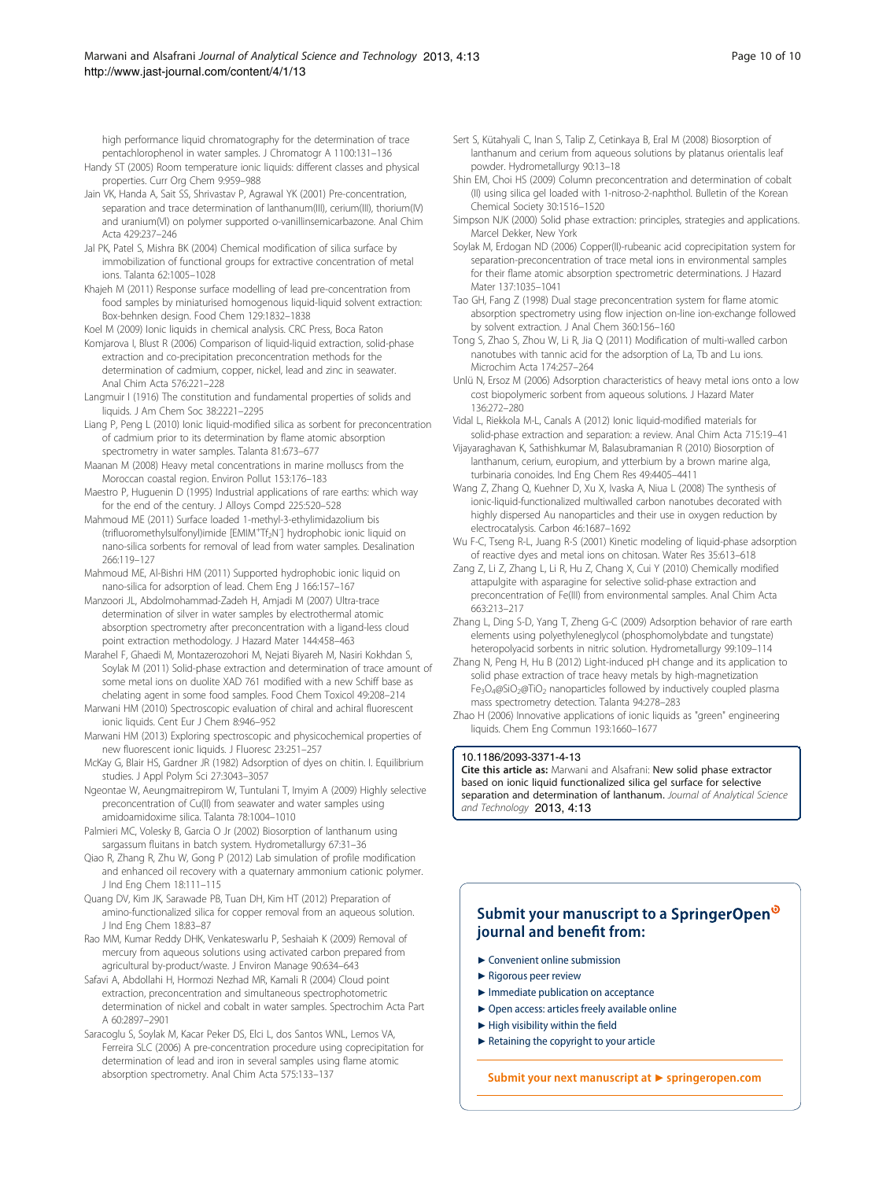high performance liquid chromatography for the determination of trace pentachlorophenol in water samples. J Chromatogr A 1100:131–136

Handy ST (2005) Room temperature ionic liquids: different classes and physical properties. Curr Org Chem 9:959–988

Jain VK, Handa A, Sait SS, Shrivastav P, Agrawal YK (2001) Pre-concentration, separation and trace determination of lanthanum(III), cerium(III), thorium(IV) and uranium(VI) on polymer supported o-vanillinsemicarbazone. Anal Chim Acta 429:237–246

Jal PK, Patel S, Mishra BK (2004) Chemical modification of silica surface by immobilization of functional groups for extractive concentration of metal ions. Talanta 62:1005–1028

Khajeh M (2011) Response surface modelling of lead pre-concentration from food samples by miniaturised homogenous liquid-liquid solvent extraction: Box-behnken design. Food Chem 129:1832–1838

Koel M (2009) Ionic liquids in chemical analysis. CRC Press, Boca Raton

Komjarova I, Blust R (2006) Comparison of liquid-liquid extraction, solid-phase extraction and co-precipitation preconcentration methods for the determination of cadmium, copper, nickel, lead and zinc in seawater. Anal Chim Acta 576:221–228

Langmuir I (1916) The constitution and fundamental properties of solids and liquids. J Am Chem Soc 38:2221–2295

Liang P, Peng L (2010) Ionic liquid-modified silica as sorbent for preconcentration of cadmium prior to its determination by flame atomic absorption spectrometry in water samples. Talanta 81:673–677

Maanan M (2008) Heavy metal concentrations in marine molluscs from the Moroccan coastal region. Environ Pollut 153:176–183

Maestro P, Huguenin D (1995) Industrial applications of rare earths: which way for the end of the century. J Alloys Compd 225:520–528

Mahmoud ME (2011) Surface loaded 1-methyl-3-ethylimidazolium bis (trifluoromethylsulfonyl)imide [EMIM$^+$Tf$_2$N$^-$] hydrophobic ionic liquid on nano-silica sorbents for removal of lead from water samples. Desalination 266:119–127

Mahmoud ME, Al-Bishri HM (2011) Supported hydrophobic ionic liquid on nano-silica for adsorption of lead. Chem Eng J 166:157–167

Manzoori JL, Abdolmohammad-Zadeh H, Amjadi M (2007) Ultra-trace determination of silver in water samples by electrothermal atomic absorption spectrometry after preconcentration with a ligand-less cloud point extraction methodology. J Hazard Mater 144:458–463

Marahel F, Ghaedi M, Montazerozohori M, Nejati Biyareh M, Nasiri Kokhdan S, Soylak M (2011) Solid-phase extraction and determination of trace amount of some metal ions on duolite XAD 761 modified with a new Schiff base as chelating agent in some food samples. Food Chem Toxicol 49:208–214

Marwani HM (2010) Spectroscopic evaluation of chiral and achiral fluorescent ionic liquids. Cent Eur J Chem 8:946–952

Marwani HM (2013) Exploring spectroscopic and physicochemical properties of new fluorescent ionic liquids. J Fluoresc 23:251–257

McKay G, Blair HS, Gardner JR (1982) Adsorption of dyes on chitin. I. Equilibrium studies. J Appl Polym Sci 27:3043–3057

Ngeontae W, Aeungmaitrepirom W, Tuntulani T, Imyim A (2009) Highly selective preconcentration of Cu(II) from seawater and water samples using amidoamidoxime silica. Talanta 78:1004–1010

Palmieri MC, Volesky B, Garcia O Jr (2002) Biosorption of lanthanum using sargassum fluitans in batch system. Hydrometallurgy 67:31–36

Qiao R, Zhang R, Zhu W, Gong P (2012) Lab simulation of profile modification and enhanced oil recovery with a quaternary ammonium cationic polymer. J Ind Eng Chem 18:111–115

Quang DV, Kim JK, Sarawade PB, Tuan DH, Kim HT (2012) Preparation of amino-functionalized silica for copper removal from an aqueous solution. J Ind Eng Chem 18:83–87

Rao MM, Kumar Reddy DHK, Venkateswarlu P, Seshaiah K (2009) Removal of mercury from aqueous solutions using activated carbon prepared from agricultural by-product/waste. J Environ Manage 90:634–643

Safavi A, Abdollahi H, Hormozi Nezhad MR, Kamali R (2004) Cloud point extraction, preconcentration and simultaneous spectrophotometric determination of nickel and cobalt in water samples. Spectrochim Acta Part A 60:2897–2901

Saracoglu S, Soylak M, Kacar Peker DS, Elci L, dos Santos WNL, Lemos VA, Ferreira SLC (2006) A pre-concentration procedure using coprecipitation for determination of lead and iron in several samples using flame atomic absorption spectrometry. Anal Chim Acta 575:133–137

Sert S, Kütahyali C, Inan S, Talip Z, Cetinkaya B, Eral M (2008) Biosorption of lanthanum and cerium from aqueous solutions by platanus orientalis leaf powder. Hydrometallurgy 90:13–18

Shin EM, Choi HS (2009) Column preconcentration and determination of cobalt (II) using silica gel loaded with 1-nitroso-2-naphthol. Bulletin of the Korean Chemical Society 30:1516–1520

Simpson NJK (2000) Solid phase extraction: principles, strategies and applications. Marcel Dekker, New York

Soylak M, Erdogan ND (2006) Copper(II)-rubeanic acid coprecipitation system for separation-preconcentration of trace metal ions in environmental samples for their flame atomic absorption spectrometric determinations. J Hazard Mater 137:1035–1041

Tao GH, Fang Z (1998) Dual stage preconcentration system for flame atomic absorption spectrometry using flow injection on-line ion-exchange followed by solvent extraction. J Anal Chem 360:156–160

Tong S, Zhao S, Zhou W, Li R, Jia Q (2011) Modification of multi-walled carbon nanotubes with tannic acid for the adsorption of La, Tb and Lu ions. Microchim Acta 174:257–264

Unlü N, Ersoz M (2006) Adsorption characteristics of heavy metal ions onto a low cost biopolymeric sorbent from aqueous solutions. J Hazard Mater 136:272–280

Vidal L, Riekkola M-L, Canals A (2012) Ionic liquid-modified materials for solid-phase extraction and separation: a review. Anal Chim Acta 715:19–41

Vijayaraghavan K, Sathishkumar M, Balasubramanian R (2010) Biosorption of lanthanum, cerium, europium, and ytterbium by a brown marine alga, turbinaria conoides. Ind Eng Chem Res 49:4405–4411

Wang Z, Zhang Q, Kuehner D, Xu X, Ivaska A, Niua L (2008) The synthesis of ionic-liquid-functionalized multiwalled carbon nanotubes decorated with highly dispersed Au nanoparticles and their use in oxygen reduction by electrocatalysis. Carbon 46:1687–1692

Wu F-C, Tseng R-L, Juang R-S (2001) Kinetic modeling of liquid-phase adsorption of reactive dyes and metal ions on chitosan. Water Res 35:613–618

Zang Z, Li Z, Zhang L, Li R, Hu Z, Chang X, Cui Y (2010) Chemically modified attapulgite with asparagine for selective solid-phase extraction and preconcentration of Fe(III) from environmental samples. Anal Chim Acta 663:213–217

Zhang L, Ding S-D, Yang T, Zheng G-C (2009) Adsorption behavior of rare earth elements using polyethyleneglycol (phosphomolybdate and tungstate) heteropolyacid sorbents in nitric solution. Hydrometallurgy 99:109–114

Zhang N, Peng H, Hu B (2012) Light-induced pH change and its application to solid phase extraction of trace heavy metals by high-magnetization $Fe_3O_4$@$SiO_2$@$TiO_2$ nanoparticles followed by inductively coupled plasma mass spectrometry detection. Talanta 94:278–283

Zhao H (2006) Innovative applications of ionic liquids as "green" engineering liquids. Chem Eng Commun 193:1660–1677

10.1186/2093-3371-4-13

**Cite this article as:** Marwani and Alsafrani: New solid phase extractor based on ionic liquid functionalized silica gel surface for selective separation and determination of lanthanum. *Journal of Analytical Science and Technology* 2013, 4:13

**Submit your manuscript to a SpringerOpen journal and benefit from:**

- ► Convenient online submission
- ► Rigorous peer review
- ► Immediate publication on acceptance
- ► Open access: articles freely available online
- ► High visibility within the field
- ► Retaining the copyright to your article

**Submit your next manuscript at ► springeropen.com**